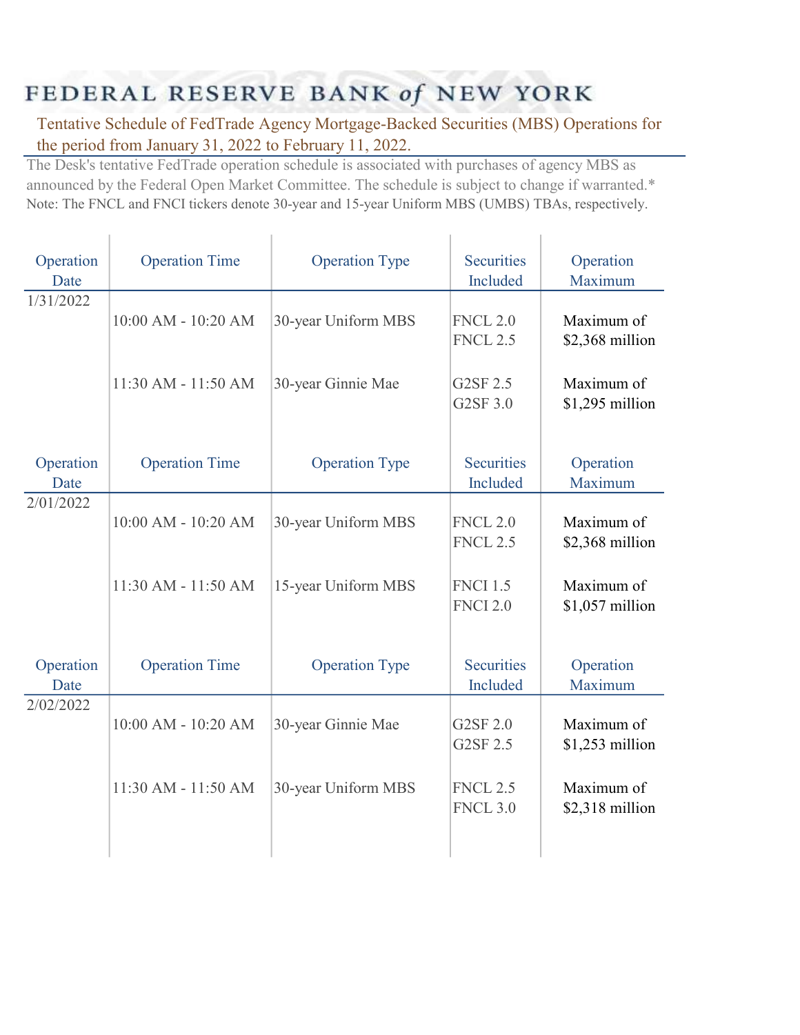# FEDERAL RESERVE BANK of NEW YORK

## Tentative Schedule of FedTrade Agency Mortgage-Backed Securities (MBS) Operations for the period from January 31, 2022 to February 11, 2022.

The Desk's tentative FedTrade operation schedule is associated with purchases of agency MBS as announced by the Federal Open Market Committee. The schedule is subject to change if warranted.*

Note: The FNCL and FNCI tickers denote 30-year and 15-year Uniform MBS (UMBS) TBAs, respectively.

| Operation Date | Operation Time | Operation Type | Securities Included | Operation Maximum |
|---|---|---|---|---|
| 1/31/2022 | 10:00 AM - 10:20 AM | 30-year Uniform MBS | FNCL 2.0<br>FNCL 2.5 | Maximum of $2,368 million |
| | 11:30 AM - 11:50 AM | 30-year Ginnie Mae | G2SF 2.5<br>G2SF 3.0 | Maximum of $1,295 million |

| Operation Date | Operation Time | Operation Type | Securities Included | Operation Maximum |
|---|---|---|---|---|
| 2/01/2022 | 10:00 AM - 10:20 AM | 30-year Uniform MBS | FNCL 2.0<br>FNCL 2.5 | Maximum of $2,368 million |
| | 11:30 AM - 11:50 AM | 15-year Uniform MBS | FNCI 1.5<br>FNCI 2.0 | Maximum of $1,057 million |

| Operation Date | Operation Time | Operation Type | Securities Included | Operation Maximum |
|---|---|---|---|---|
| 2/02/2022 | 10:00 AM - 10:20 AM | 30-year Ginnie Mae | G2SF 2.0<br>G2SF 2.5 | Maximum of $1,253 million |
| | 11:30 AM - 11:50 AM | 30-year Uniform MBS | FNCL 2.5<br>FNCL 3.0 | Maximum of $2,318 million |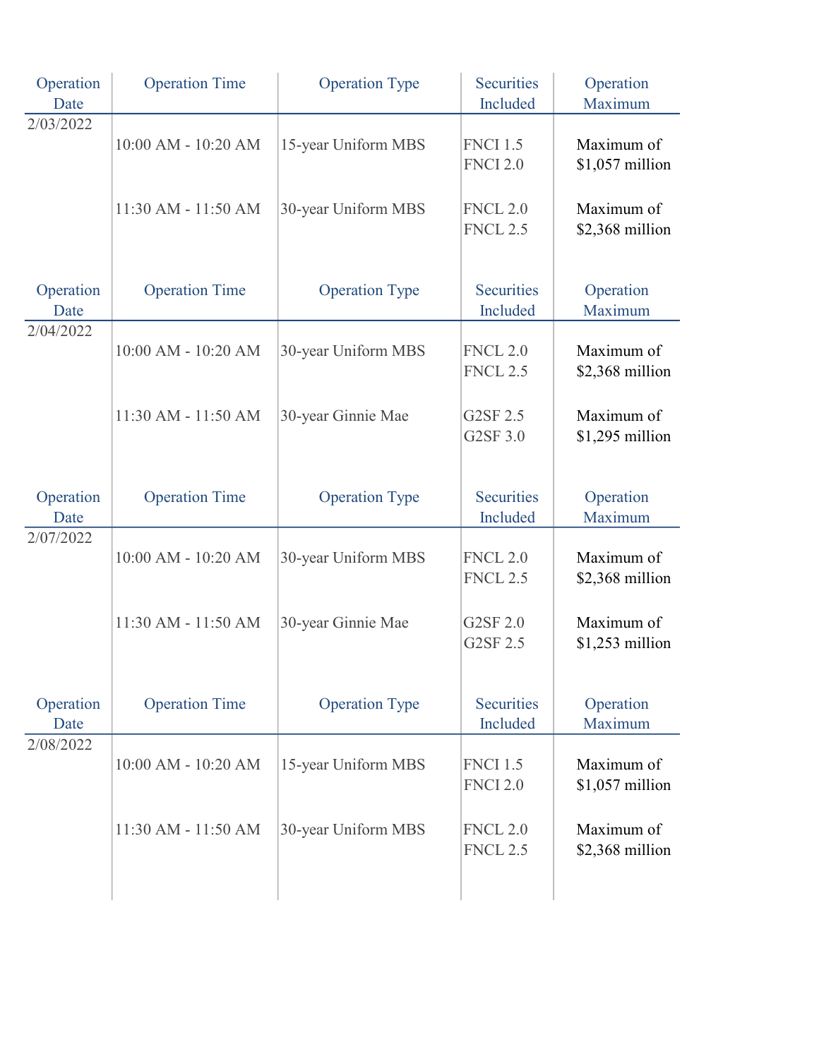| Operation Date | Operation Time | Operation Type | Securities Included | Operation Maximum |
|---|---|---|---|---|
| 2/03/2022 | 10:00 AM - 10:20 AM | 15-year Uniform MBS | FNCI 1.5<br>FNCI 2.0 | Maximum of $1,057 million |
| | 11:30 AM - 11:50 AM | 30-year Uniform MBS | FNCL 2.0<br>FNCL 2.5 | Maximum of $2,368 million |

| Operation Date | Operation Time | Operation Type | Securities Included | Operation Maximum |
|---|---|---|---|---|
| 2/04/2022 | 10:00 AM - 10:20 AM | 30-year Uniform MBS | FNCL 2.0<br>FNCL 2.5 | Maximum of $2,368 million |
| | 11:30 AM - 11:50 AM | 30-year Ginnie Mae | G2SF 2.5<br>G2SF 3.0 | Maximum of $1,295 million |

| Operation Date | Operation Time | Operation Type | Securities Included | Operation Maximum |
|---|---|---|---|---|
| 2/07/2022 | 10:00 AM - 10:20 AM | 30-year Uniform MBS | FNCL 2.0<br>FNCL 2.5 | Maximum of $2,368 million |
| | 11:30 AM - 11:50 AM | 30-year Ginnie Mae | G2SF 2.0<br>G2SF 2.5 | Maximum of $1,253 million |

| Operation Date | Operation Time | Operation Type | Securities Included | Operation Maximum |
|---|---|---|---|---|
| 2/08/2022 | 10:00 AM - 10:20 AM | 15-year Uniform MBS | FNCI 1.5<br>FNCI 2.0 | Maximum of $1,057 million |
| | 11:30 AM - 11:50 AM | 30-year Uniform MBS | FNCL 2.0<br>FNCL 2.5 | Maximum of $2,368 million |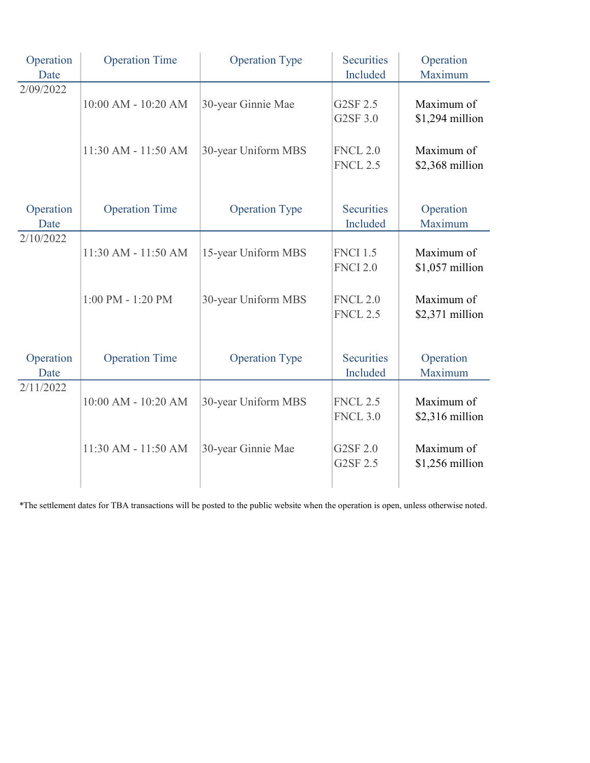| Operation Date | Operation Time | Operation Type | Securities Included | Operation Maximum |
|---|---|---|---|---|
| 2/09/2022 | | | | |
| | 10:00 AM - 10:20 AM | 30-year Ginnie Mae | G2SF 2.5<br>G2SF 3.0 | Maximum of $1,294 million |
| | 11:30 AM - 11:50 AM | 30-year Uniform MBS | FNCL 2.0<br>FNCL 2.5 | Maximum of $2,368 million |

| Operation Date | Operation Time | Operation Type | Securities Included | Operation Maximum |
|---|---|---|---|---|
| 2/10/2022 | | | | |
| | 11:30 AM - 11:50 AM | 15-year Uniform MBS | FNCI 1.5<br>FNCI 2.0 | Maximum of $1,057 million |
| | 1:00 PM - 1:20 PM | 30-year Uniform MBS | FNCL 2.0<br>FNCL 2.5 | Maximum of $2,371 million |

| Operation Date | Operation Time | Operation Type | Securities Included | Operation Maximum |
|---|---|---|---|---|
| 2/11/2022 | | | | |
| | 10:00 AM - 10:20 AM | 30-year Uniform MBS | FNCL 2.5<br>FNCL 3.0 | Maximum of $2,316 million |
| | 11:30 AM - 11:50 AM | 30-year Ginnie Mae | G2SF 2.0<br>G2SF 2.5 | Maximum of $1,256 million |

*The settlement dates for TBA transactions will be posted to the public website when the operation is open, unless otherwise noted.